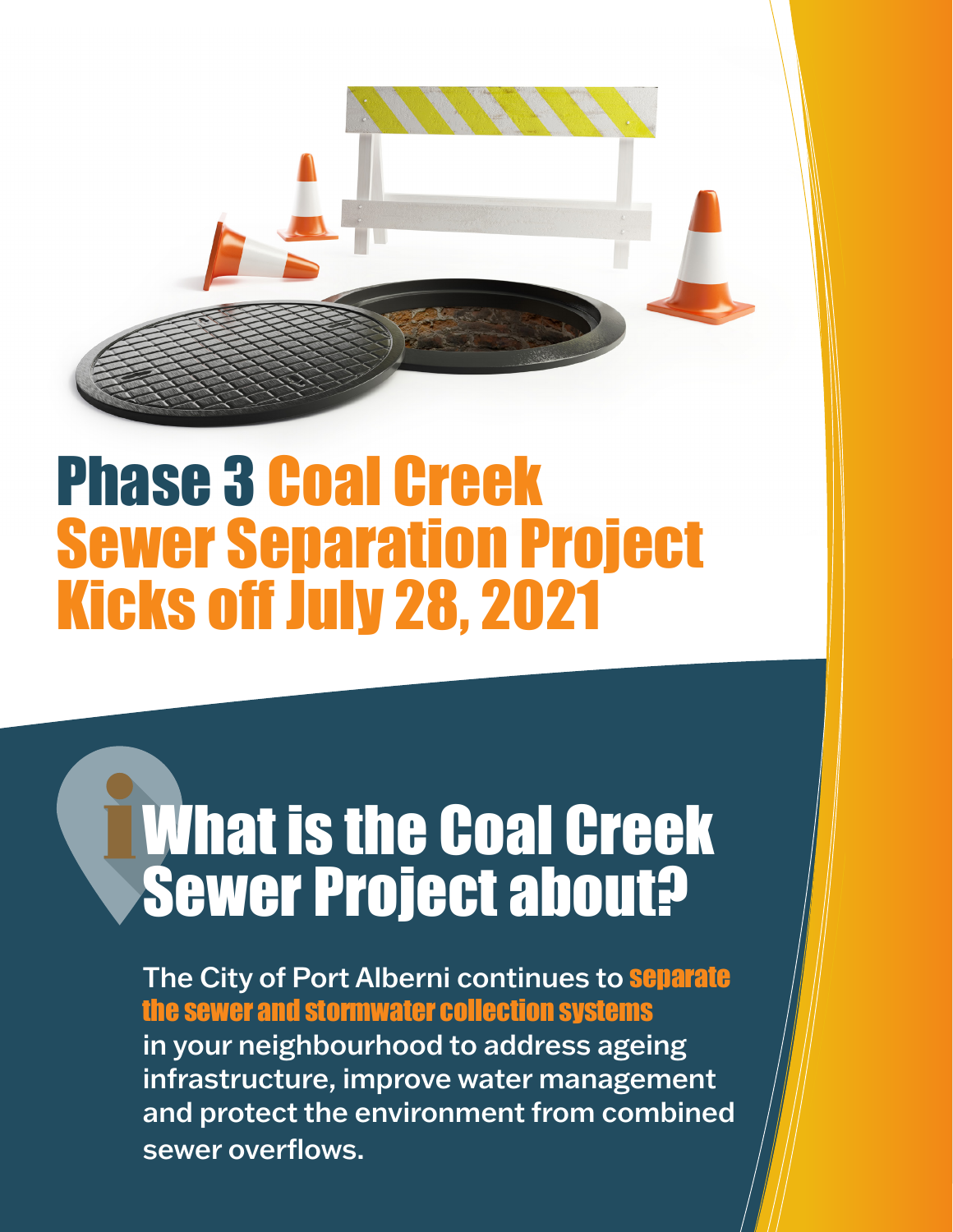# Phase 3 Coal Creek Sewer Separation Project Kicks off July 28, 2021

## What is the Coal Creek Sewer Project about?

The City of Port Alberni continues to **separate the sewer and stormwater collection systems** in your neighbourhood to address ageing infrastructure, improve water management and protect the environment from combined sewer overflows.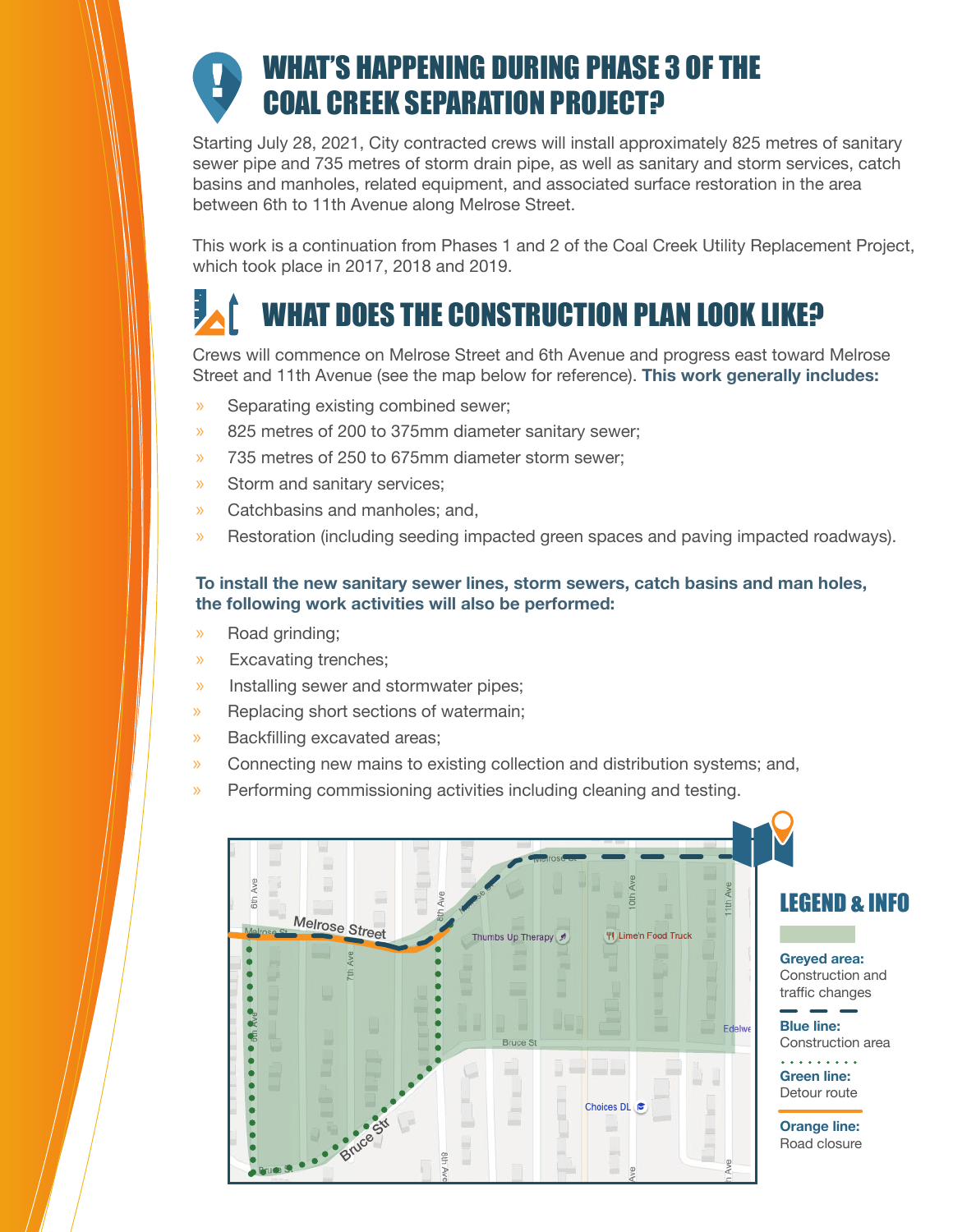# WHAT'S HAPPENING DURING PHASE 3 OF THE COAL CREEK SEPARATION PROJECT?

Starting July 28, 2021, City contracted crews will install approximately 825 metres of sanitary sewer pipe and 735 metres of storm drain pipe, as well as sanitary and storm services, catch basins and manholes, related equipment, and associated surface restoration in the area between 6th to 11th Avenue along Melrose Street.

This work is a continuation from Phases 1 and 2 of the Coal Creek Utility Replacement Project, which took place in 2017, 2018 and 2019.

# WHAT DOES THE CONSTRUCTION PLAN LOOK LIKE?

Crews will commence on Melrose Street and 6th Avenue and progress east toward Melrose Street and 11th Avenue (see the map below for reference). **This work generally includes:**

- Separating existing combined sewer;
- 825 metres of 200 to 375mm diameter sanitary sewer;
- 735 metres of 250 to 675mm diameter storm sewer;
- Storm and sanitary services;
- Catchbasins and manholes; and,
- Restoration (including seeding impacted green spaces and paving impacted roadways).

**To install the new sanitary sewer lines, storm sewers, catch basins and man holes, the following work activities will also be performed:**

- Road grinding;
- Excavating trenches;
- Installing sewer and stormwater pipes;
- Replacing short sections of watermain;
- Backfilling excavated areas;
- Connecting new mains to existing collection and distribution systems; and,
- Performing commissioning activities including cleaning and testing.

## LEGEND & INFO

**Greyed area:** Construction and traffic changes

**Blue line:** Construction area

**Green line:** Detour route

**Orange line:** Road closure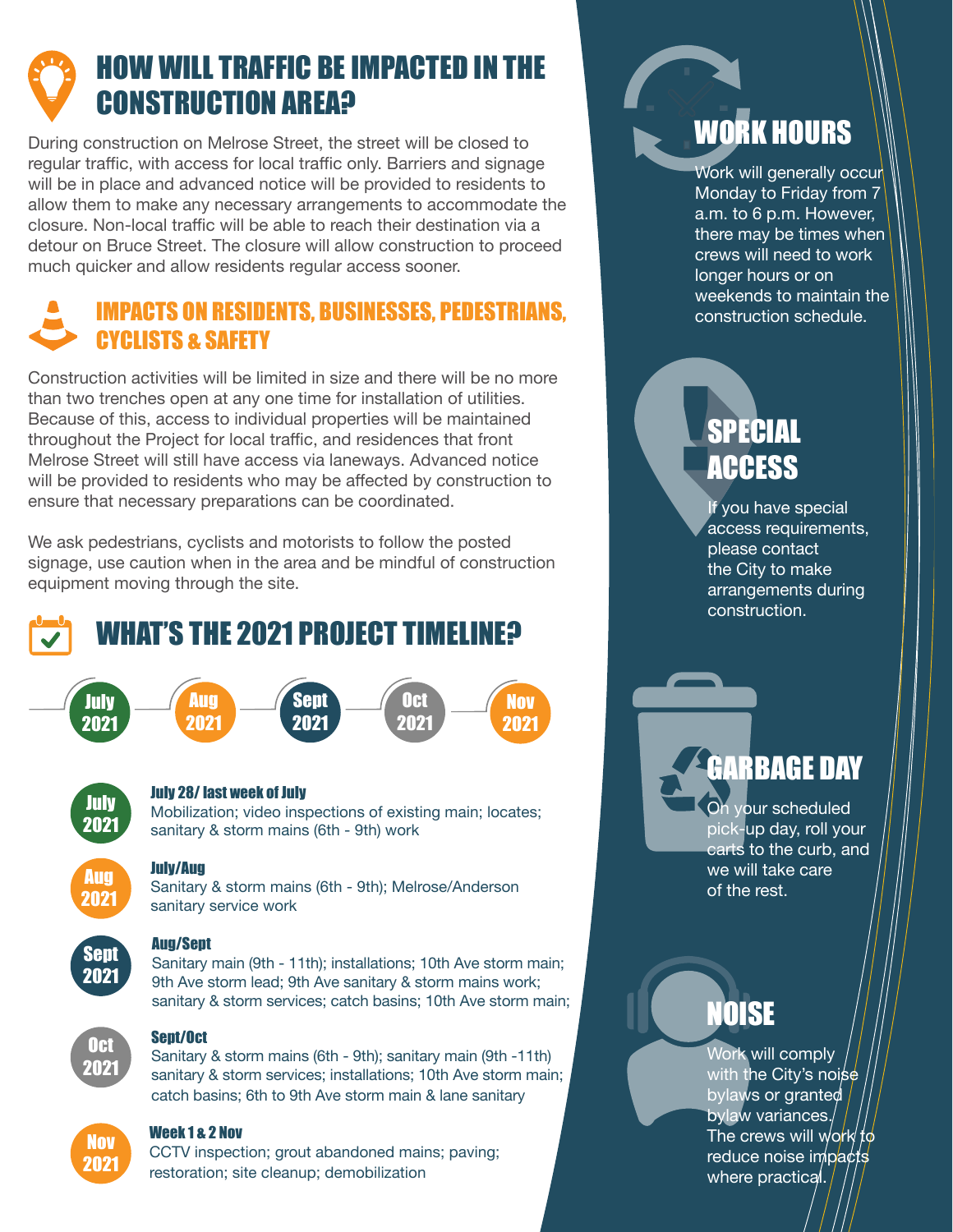## HOW WILL TRAFFIC BE IMPACTED IN THE CONSTRUCTION AREA?

During construction on Melrose Street, the street will be closed to regular traffic, with access for local traffic only. Barriers and signage will be in place and advanced notice will be provided to residents to allow them to make any necessary arrangements to accommodate the closure. Non-local traffic will be able to reach their destination via a detour on Bruce Street. The closure will allow construction to proceed much quicker and allow residents regular access sooner.

## IMPACTS ON RESIDENTS, BUSINESSES, PEDESTRIANS, CYCLISTS & SAFETY

Construction activities will be limited in size and there will be no more than two trenches open at any one time for installation of utilities. Because of this, access to individual properties will be maintained throughout the Project for local traffic, and residences that front Melrose Street will still have access via laneways. Advanced notice will be provided to residents who may be affected by construction to ensure that necessary preparations can be coordinated.

We ask pedestrians, cyclists and motorists to follow the posted signage, use caution when in the area and be mindful of construction equipment moving through the site.

## WHAT'S THE 2021 PROJECT TIMELINE?

July 2021 — Aug 2021 — Sept 2021 — Oct 2021 — Nov 2021

**July 2021**

**July 28/ last week of July**
Mobilization; video inspections of existing main; locates; sanitary & storm mains (6th - 9th) work

**Aug 2021**

**July/Aug**
Sanitary & storm mains (6th - 9th); Melrose/Anderson sanitary service work

**Sept 2021**

**Aug/Sept**
Sanitary main (9th - 11th); installations; 10th Ave storm main; 9th Ave storm lead; 9th Ave sanitary & storm mains work; sanitary & storm services; catch basins; 10th Ave storm main;

**Oct 2021**

**Sept/Oct**
Sanitary & storm mains (6th - 9th); sanitary main (9th -11th) sanitary & storm services; installations; 10th Ave storm main; catch basins; 6th to 9th Ave storm main & lane sanitary

**Nov 2021**

**Week 1 & 2 Nov**
CCTV inspection; grout abandoned mains; paving; restoration; site cleanup; demobilization

## WORK HOURS

Work will generally occur Monday to Friday from 7 a.m. to 6 p.m. However, there may be times when crews will need to work longer hours or on weekends to maintain the construction schedule.

## SPECIAL ACCESS

If you have special access requirements, please contact the City to make arrangements during construction.

## GARBAGE DAY

On your scheduled pick-up day, roll your carts to the curb, and we will take care of the rest.

## NOISE

Work will comply with the City's noise bylaws or granted bylaw variances. The crews will work to reduce noise impacts where practical.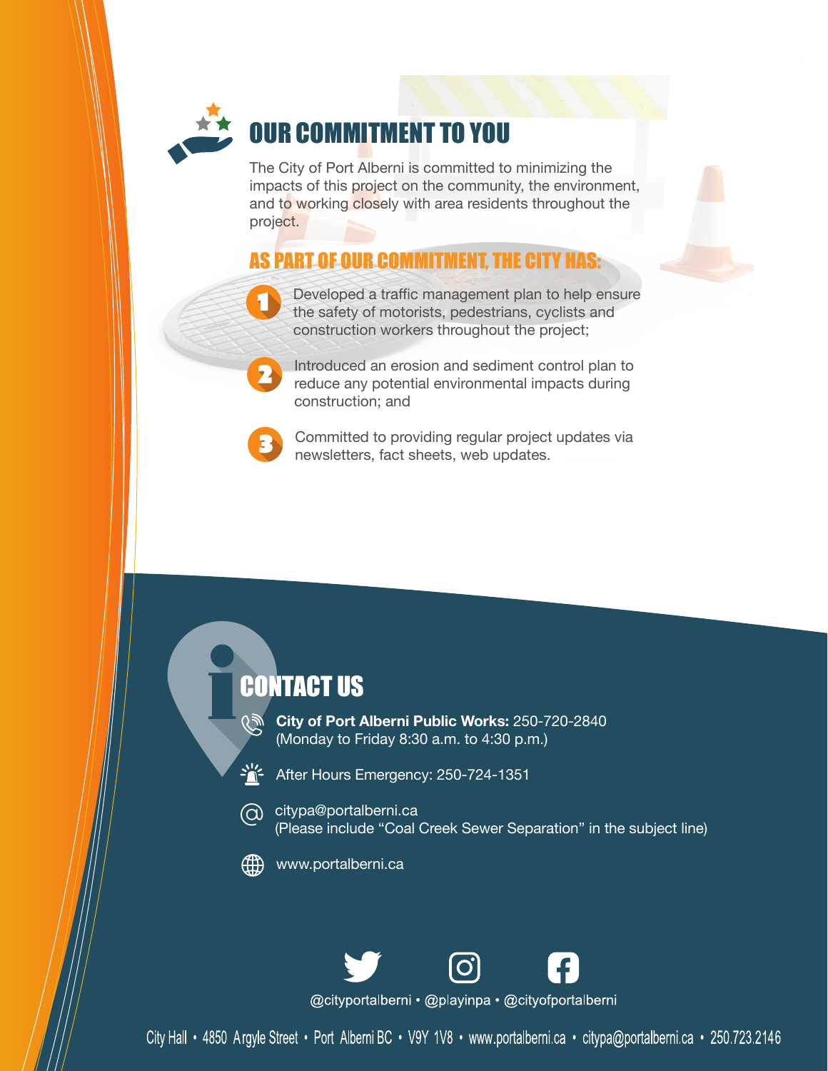## OUR COMMITMENT TO YOU

The City of Port Alberni is committed to minimizing the impacts of this project on the community, the environment, and to working closely with area residents throughout the project.

### AS PART OF OUR COMMITMENT, THE CITY HAS:

1. Developed a traffic management plan to help ensure the safety of motorists, pedestrians, cyclists and construction workers throughout the project;
2. Introduced an erosion and sediment control plan to reduce any potential environmental impacts during construction; and
3. Committed to providing regular project updates via newsletters, fact sheets, web updates.

## CONTACT US

**City of Port Alberni Public Works:** 250-720-2840
(Monday to Friday 8:30 a.m. to 4:30 p.m.)

After Hours Emergency: 250-724-1351

citypa@portalberni.ca
(Please include "Coal Creek Sewer Separation" in the subject line)

www.portalberni.ca

@cityportalberni • @playinpa • @cityofportalberni

City Hall • 4850 Argyle Street • Port Alberni BC • V9Y 1V8 • www.portalberni.ca • citypa@portalberni.ca • 250.723.2146